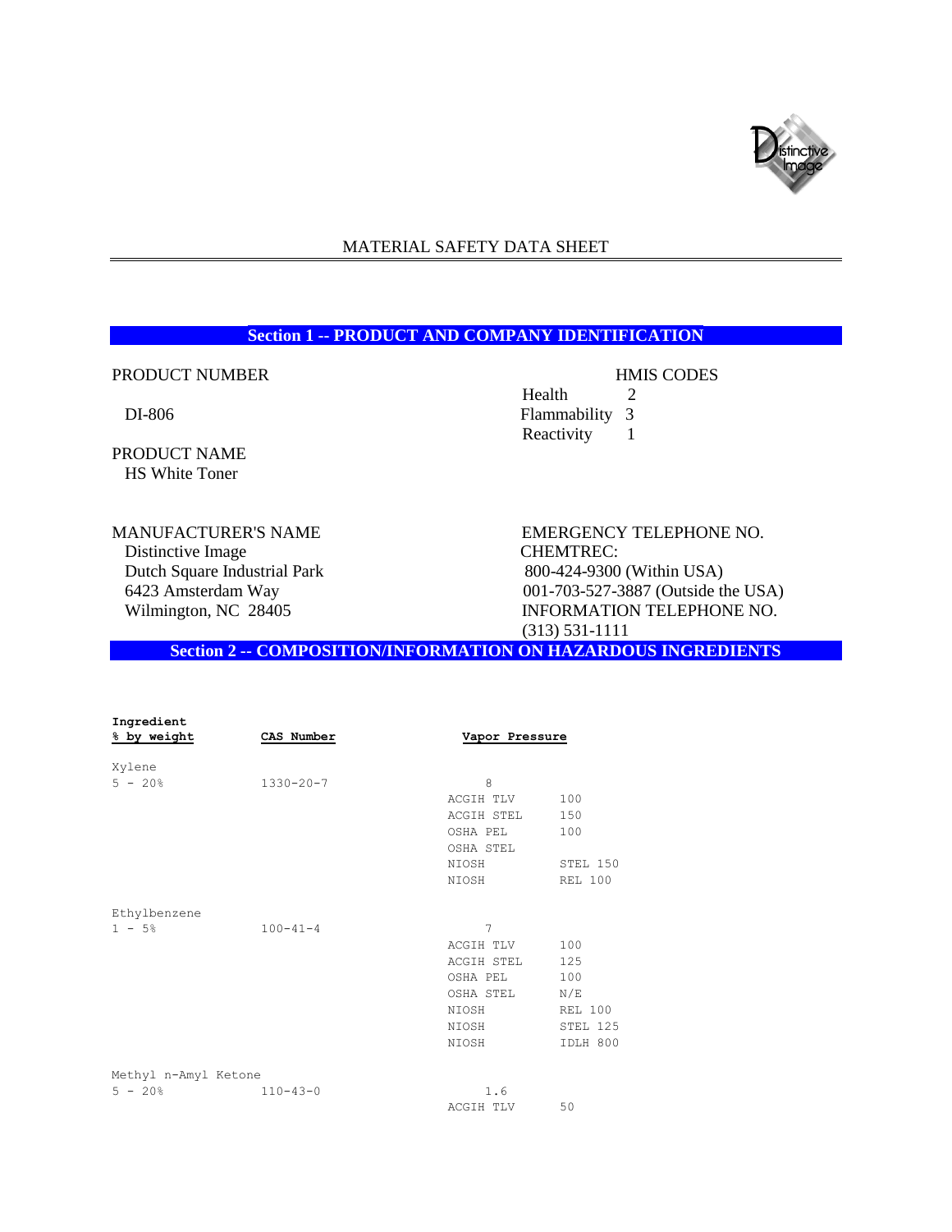# MATERIAL SAFETY DATA SHEET

## Section 1 -- PRODUCT AND COMPANY IDENTIFICATION

PRODUCT NUMBER

DI-806

PRODUCT NAME

HS White Toner

HMIS CODES

| | |
|---|---|
| Health | 2 |
| Flammability | 3 |
| Reactivity | 1 |

MANUFACTURER'S NAME

Distinctive Image
Dutch Square Industrial Park
6423 Amsterdam Way
Wilmington, NC 28405

EMERGENCY TELEPHONE NO.
CHEMTREC:
800-424-9300 (Within USA)
001-703-527-3887 (Outside the USA)

INFORMATION TELEPHONE NO.
(313) 531-1111

## Section 2 -- COMPOSITION/INFORMATION ON HAZARDOUS INGREDIENTS

| Ingredient<br>% by weight | CAS Number | Vapor Pressure | |
|---|---|---|---|
| Xylene | | | |
| 5 - 20% | 1330-20-7 | 8 | |
| | | ACGIH TLV | 100 |
| | | ACGIH STEL | 150 |
| | | OSHA PEL | 100 |
| | | OSHA STEL | |
| | | NIOSH | STEL 150 |
| | | NIOSH | REL 100 |
| Ethylbenzene | | | |
| 1 - 5% | 100-41-4 | 7 | |
| | | ACGIH TLV | 100 |
| | | ACGIH STEL | 125 |
| | | OSHA PEL | 100 |
| | | OSHA STEL | N/E |
| | | NIOSH | REL 100 |
| | | NIOSH | STEL 125 |
| | | NIOSH | IDLH 800 |
| Methyl n-Amyl Ketone | | | |
| 5 - 20% | 110-43-0 | 1.6 | |
| | | ACGIH TLV | 50 |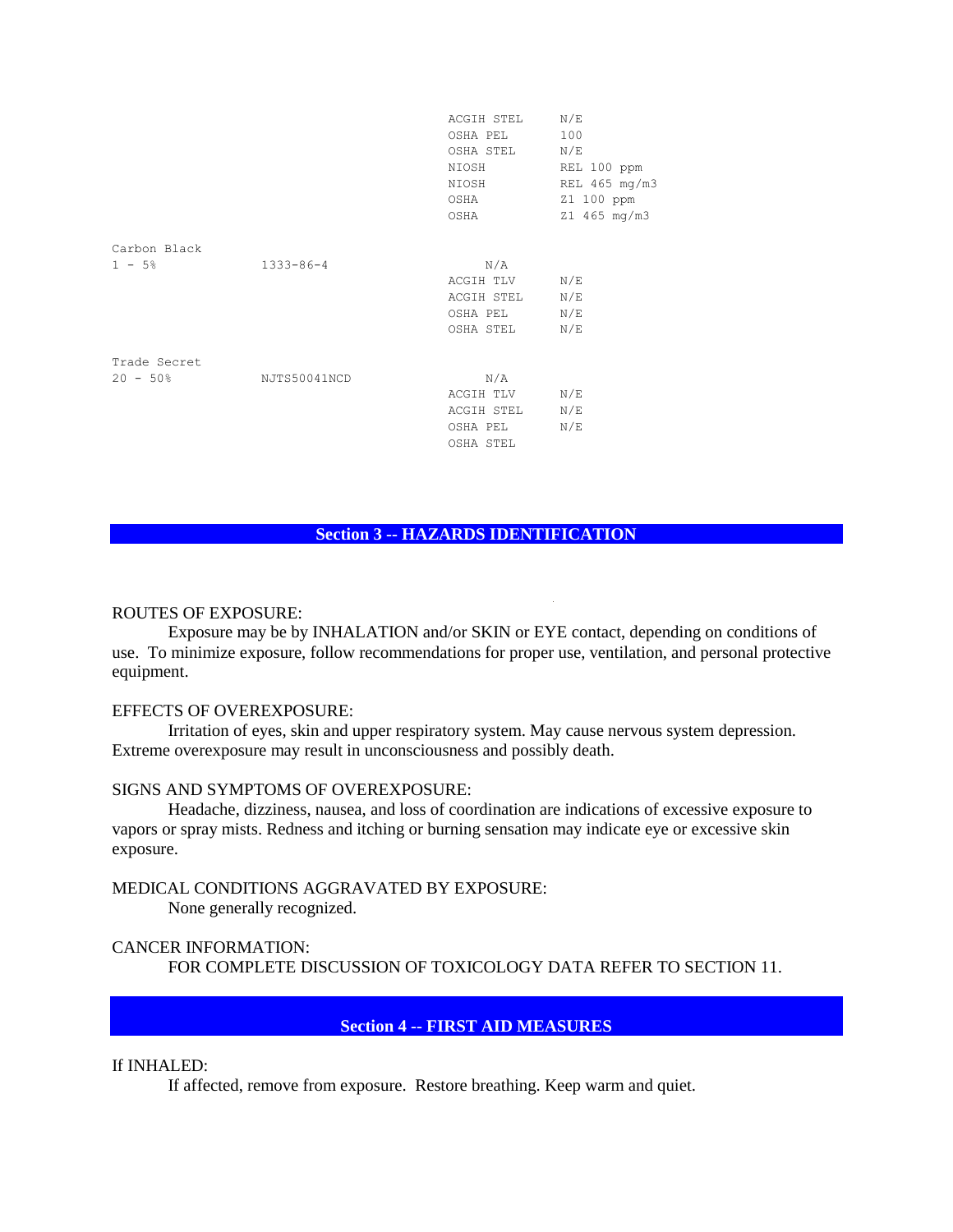| | | | |
|---|---|---|---|
| | | ACGIH STEL | N/E |
| | | OSHA PEL | 100 |
| | | OSHA STEL | N/E |
| | | NIOSH | REL 100 ppm |
| | | NIOSH | REL 465 mg/m3 |
| | | OSHA | Z1 100 ppm |
| | | OSHA | Z1 465 mg/m3 |
| Carbon Black | | | |
| 1 - 5% | 1333-86-4 | N/A | |
| | | ACGIH TLV | N/E |
| | | ACGIH STEL | N/E |
| | | OSHA PEL | N/E |
| | | OSHA STEL | N/E |
| Trade Secret | | | |
| 20 - 50% | NJTS50041NCD | N/A | |
| | | ACGIH TLV | N/E |
| | | ACGIH STEL | N/E |
| | | OSHA PEL | N/E |
| | | OSHA STEL | |

## Section 3 -- HAZARDS IDENTIFICATION

ROUTES OF EXPOSURE:

Exposure may be by INHALATION and/or SKIN or EYE contact, depending on conditions of use. To minimize exposure, follow recommendations for proper use, ventilation, and personal protective equipment.

EFFECTS OF OVEREXPOSURE:

Irritation of eyes, skin and upper respiratory system. May cause nervous system depression. Extreme overexposure may result in unconsciousness and possibly death.

SIGNS AND SYMPTOMS OF OVEREXPOSURE:

Headache, dizziness, nausea, and loss of coordination are indications of excessive exposure to vapors or spray mists. Redness and itching or burning sensation may indicate eye or excessive skin exposure.

MEDICAL CONDITIONS AGGRAVATED BY EXPOSURE:

None generally recognized.

CANCER INFORMATION:

FOR COMPLETE DISCUSSION OF TOXICOLOGY DATA REFER TO SECTION 11.

## Section 4 -- FIRST AID MEASURES

If INHALED:

If affected, remove from exposure. Restore breathing. Keep warm and quiet.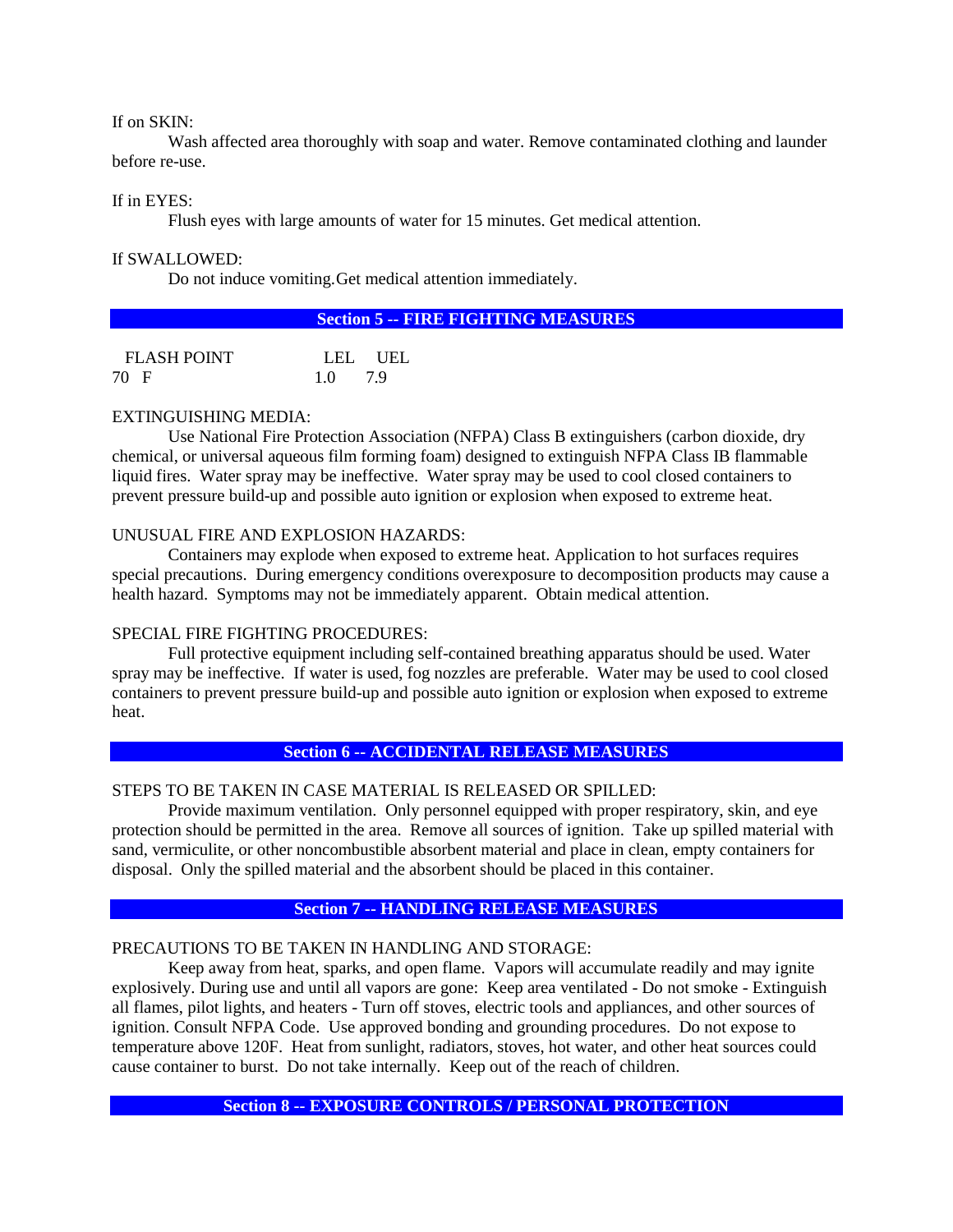If on SKIN:

Wash affected area thoroughly with soap and water. Remove contaminated clothing and launder before re-use.

If in EYES:

Flush eyes with large amounts of water for 15 minutes. Get medical attention.

If SWALLOWED:

Do not induce vomiting.Get medical attention immediately.

## Section 5 -- FIRE FIGHTING MEASURES

| FLASH POINT | LEL | UEL |
|---|---|---|
| 70 F | 1.0 | 7.9 |

EXTINGUISHING MEDIA:

Use National Fire Protection Association (NFPA) Class B extinguishers (carbon dioxide, dry chemical, or universal aqueous film forming foam) designed to extinguish NFPA Class IB flammable liquid fires. Water spray may be ineffective. Water spray may be used to cool closed containers to prevent pressure build-up and possible auto ignition or explosion when exposed to extreme heat.

UNUSUAL FIRE AND EXPLOSION HAZARDS:

Containers may explode when exposed to extreme heat. Application to hot surfaces requires special precautions. During emergency conditions overexposure to decomposition products may cause a health hazard. Symptoms may not be immediately apparent. Obtain medical attention.

SPECIAL FIRE FIGHTING PROCEDURES:

Full protective equipment including self-contained breathing apparatus should be used. Water spray may be ineffective. If water is used, fog nozzles are preferable. Water may be used to cool closed containers to prevent pressure build-up and possible auto ignition or explosion when exposed to extreme heat.

## Section 6 -- ACCIDENTAL RELEASE MEASURES

STEPS TO BE TAKEN IN CASE MATERIAL IS RELEASED OR SPILLED:

Provide maximum ventilation. Only personnel equipped with proper respiratory, skin, and eye protection should be permitted in the area. Remove all sources of ignition. Take up spilled material with sand, vermiculite, or other noncombustible absorbent material and place in clean, empty containers for disposal. Only the spilled material and the absorbent should be placed in this container.

## Section 7 -- HANDLING RELEASE MEASURES

PRECAUTIONS TO BE TAKEN IN HANDLING AND STORAGE:

Keep away from heat, sparks, and open flame. Vapors will accumulate readily and may ignite explosively. During use and until all vapors are gone: Keep area ventilated - Do not smoke - Extinguish all flames, pilot lights, and heaters - Turn off stoves, electric tools and appliances, and other sources of ignition. Consult NFPA Code. Use approved bonding and grounding procedures. Do not expose to temperature above 120F. Heat from sunlight, radiators, stoves, hot water, and other heat sources could cause container to burst. Do not take internally. Keep out of the reach of children.

## Section 8 -- EXPOSURE CONTROLS / PERSONAL PROTECTION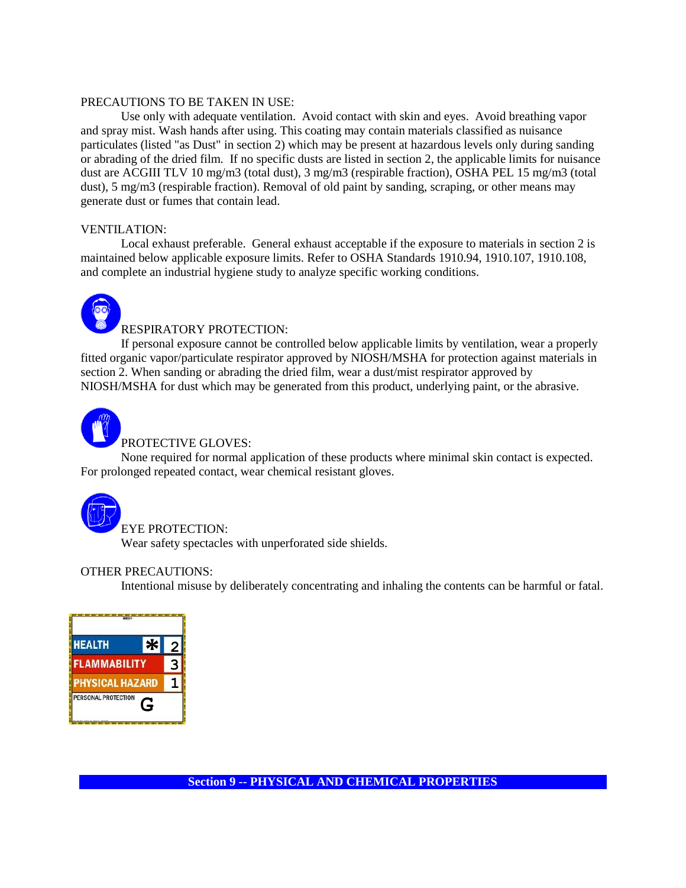PRECAUTIONS TO BE TAKEN IN USE:

Use only with adequate ventilation. Avoid contact with skin and eyes. Avoid breathing vapor and spray mist. Wash hands after using. This coating may contain materials classified as nuisance particulates (listed "as Dust" in section 2) which may be present at hazardous levels only during sanding or abrading of the dried film. If no specific dusts are listed in section 2, the applicable limits for nuisance dust are ACGIII TLV 10 mg/m3 (total dust), 3 mg/m3 (respirable fraction), OSHA PEL 15 mg/m3 (total dust), 5 mg/m3 (respirable fraction). Removal of old paint by sanding, scraping, or other means may generate dust or fumes that contain lead.

VENTILATION:

Local exhaust preferable. General exhaust acceptable if the exposure to materials in section 2 is maintained below applicable exposure limits. Refer to OSHA Standards 1910.94, 1910.107, 1910.108, and complete an industrial hygiene study to analyze specific working conditions.

RESPIRATORY PROTECTION:

If personal exposure cannot be controlled below applicable limits by ventilation, wear a properly fitted organic vapor/particulate respirator approved by NIOSH/MSHA for protection against materials in section 2. When sanding or abrading the dried film, wear a dust/mist respirator approved by NIOSH/MSHA for dust which may be generated from this product, underlying paint, or the abrasive.

PROTECTIVE GLOVES:

None required for normal application of these products where minimal skin contact is expected. For prolonged repeated contact, wear chemical resistant gloves.

EYE PROTECTION:

Wear safety spectacles with unperforated side shields.

OTHER PRECAUTIONS:

Intentional misuse by deliberately concentrating and inhaling the contents can be harmful or fatal.

| HMIS | |
|---|---|
| HEALTH | * 2 |
| FLAMMABILITY | 3 |
| PHYSICAL HAZARD | 1 |
| PERSONAL PROTECTION | G |

## Section 9 -- PHYSICAL AND CHEMICAL PROPERTIES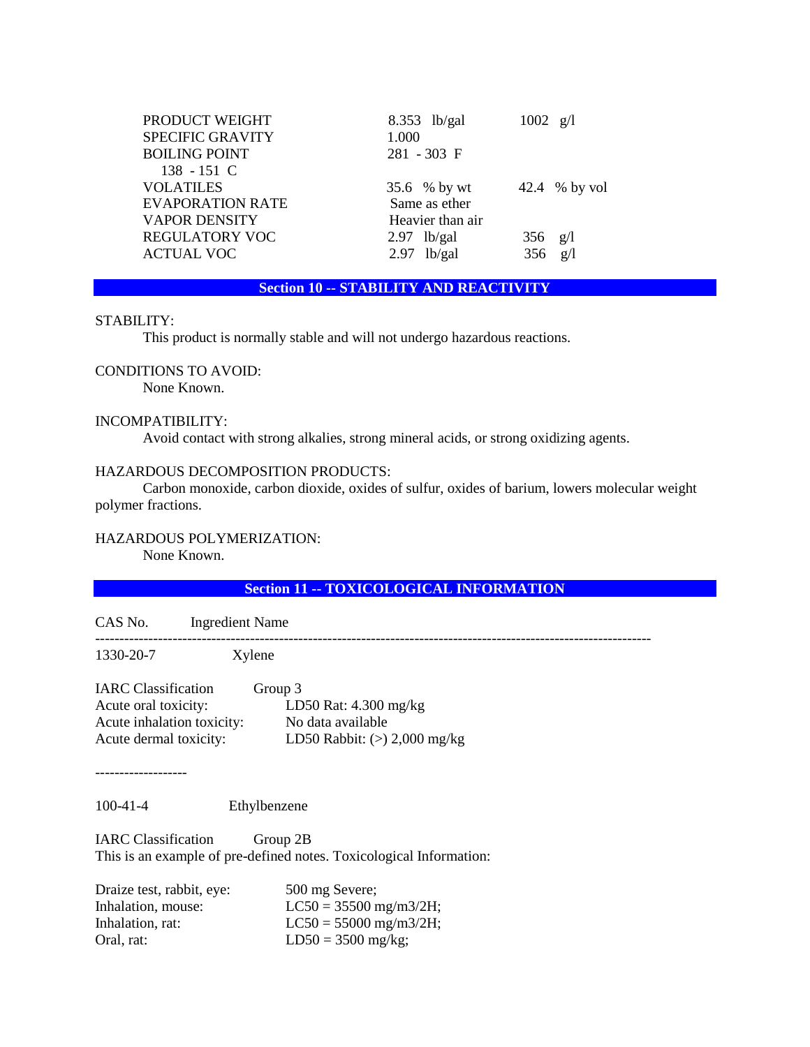| | | |
|---|---|---|
| PRODUCT WEIGHT | 8.353 lb/gal | 1002 g/l |
| SPECIFIC GRAVITY | 1.000 | |
| BOILING POINT | 281 - 303 F | |
| 138 - 151 C | | |
| VOLATILES | 35.6 % by wt | 42.4 % by vol |
| EVAPORATION RATE | Same as ether | |
| VAPOR DENSITY | Heavier than air | |
| REGULATORY VOC | 2.97 lb/gal | 356 g/l |
| ACTUAL VOC | 2.97 lb/gal | 356 g/l |

## Section 10 -- STABILITY AND REACTIVITY

STABILITY:
This product is normally stable and will not undergo hazardous reactions.

CONDITIONS TO AVOID:
None Known.

INCOMPATIBILITY:
Avoid contact with strong alkalies, strong mineral acids, or strong oxidizing agents.

HAZARDOUS DECOMPOSITION PRODUCTS:
Carbon monoxide, carbon dioxide, oxides of sulfur, oxides of barium, lowers molecular weight polymer fractions.

HAZARDOUS POLYMERIZATION:
None Known.

## Section 11 -- TOXICOLOGICAL INFORMATION

CAS No. Ingredient Name

---

1330-20-7 Xylene

| | |
|---|---|
| IARC Classification | Group 3 |
| Acute oral toxicity: | LD50 Rat: 4.300 mg/kg |
| Acute inhalation toxicity: | No data available |
| Acute dermal toxicity: | LD50 Rabbit: (>) 2,000 mg/kg |

-------------------

100-41-4 Ethylbenzene

IARC Classification Group 2B
This is an example of pre-defined notes. Toxicological Information:

| | |
|---|---|
| Draize test, rabbit, eye: | 500 mg Severe; |
| Inhalation, mouse: | LC50 = 35500 mg/m3/2H; |
| Inhalation, rat: | LC50 = 55000 mg/m3/2H; |
| Oral, rat: | LD50 = 3500 mg/kg; |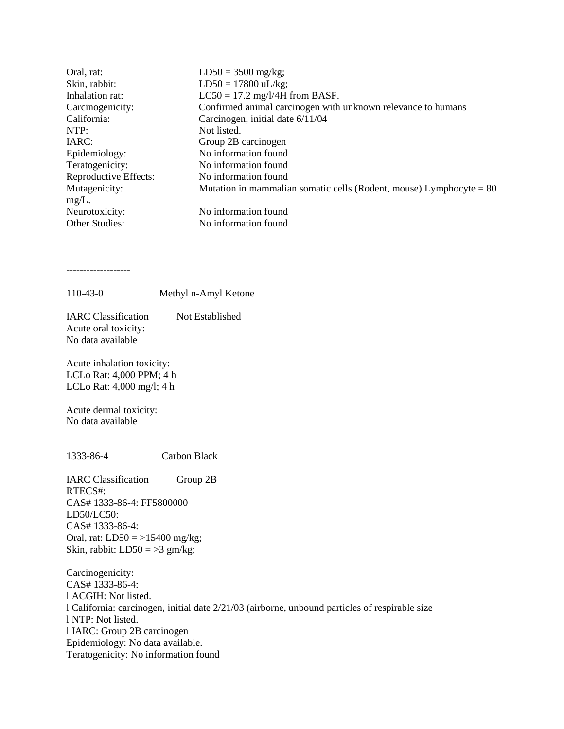| | |
|---|---|
| Oral, rat: | LD50 = 3500 mg/kg; |
| Skin, rabbit: | LD50 = 17800 uL/kg; |
| Inhalation rat: | LC50 = 17.2 mg/l/4H from BASF. |
| Carcinogenicity: | Confirmed animal carcinogen with unknown relevance to humans |
| California: | Carcinogen, initial date 6/11/04 |
| NTP: | Not listed. |
| IARC: | Group 2B carcinogen |
| Epidemiology: | No information found |
| Teratogenicity: | No information found |
| Reproductive Effects: | No information found |
| Mutagenicity: | Mutation in mammalian somatic cells (Rodent, mouse) Lymphocyte = 80 mg/L. |
| Neurotoxicity: | No information found |
| Other Studies: | No information found |

-------------------

110-43-0 Methyl n-Amyl Ketone

IARC Classification Not Established

Acute oral toxicity:
No data available

Acute inhalation toxicity:
LCLo Rat: 4,000 PPM; 4 h
LCLo Rat: 4,000 mg/l; 4 h

Acute dermal toxicity:
No data available

-------------------

1333-86-4 Carbon Black

IARC Classification Group 2B

RTECS#:
CAS# 1333-86-4: FF5800000

LD50/LC50:
CAS# 1333-86-4:
Oral, rat: LD50 = >15400 mg/kg;
Skin, rabbit: LD50 = >3 gm/kg;

Carcinogenicity:
CAS# 1333-86-4:

- ACGIH: Not listed.
- California: carcinogen, initial date 2/21/03 (airborne, unbound particles of respirable size
- NTP: Not listed.
- IARC: Group 2B carcinogen

Epidemiology: No data available.
Teratogenicity: No information found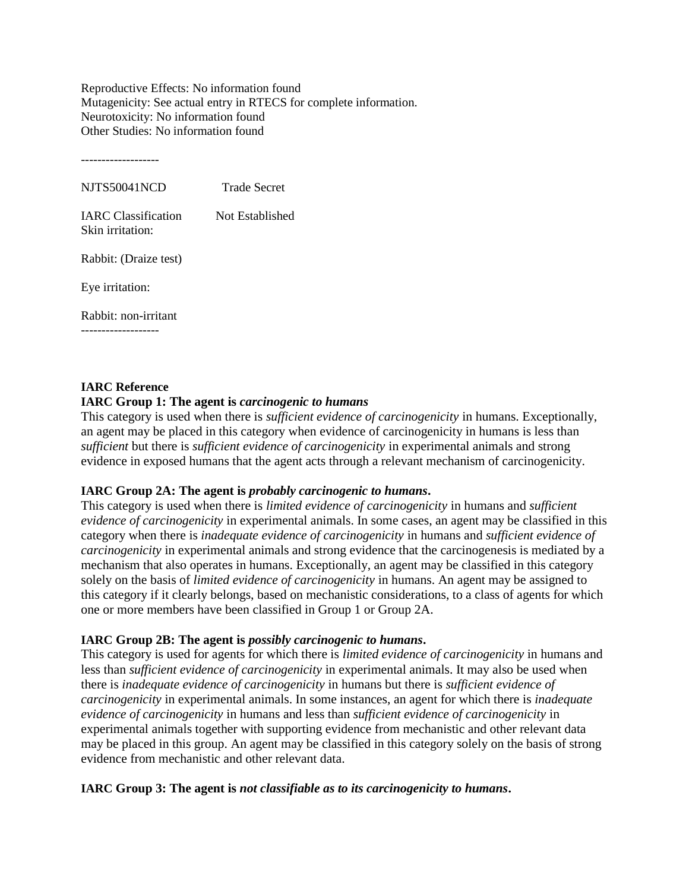Reproductive Effects: No information found
Mutagenicity: See actual entry in RTECS for complete information.
Neurotoxicity: No information found
Other Studies: No information found

-------------------

NJTS50041NCD Trade Secret

IARC Classification Not Established
Skin irritation:

Rabbit: (Draize test)

Eye irritation:

Rabbit: non-irritant
-------------------

**IARC Reference**

**IARC Group 1: The agent is *carcinogenic to humans***

This category is used when there is *sufficient evidence of carcinogenicity* in humans. Exceptionally, an agent may be placed in this category when evidence of carcinogenicity in humans is less than *sufficient* but there is *sufficient evidence of carcinogenicity* in experimental animals and strong evidence in exposed humans that the agent acts through a relevant mechanism of carcinogenicity.

**IARC Group 2A: The agent is *probably carcinogenic to humans*.**

This category is used when there is *limited evidence of carcinogenicity* in humans and *sufficient evidence of carcinogenicity* in experimental animals. In some cases, an agent may be classified in this category when there is *inadequate evidence of carcinogenicity* in humans and *sufficient evidence of carcinogenicity* in experimental animals and strong evidence that the carcinogenesis is mediated by a mechanism that also operates in humans. Exceptionally, an agent may be classified in this category solely on the basis of *limited evidence of carcinogenicity* in humans. An agent may be assigned to this category if it clearly belongs, based on mechanistic considerations, to a class of agents for which one or more members have been classified in Group 1 or Group 2A.

**IARC Group 2B: The agent is *possibly carcinogenic to humans*.**

This category is used for agents for which there is *limited evidence of carcinogenicity* in humans and less than *sufficient evidence of carcinogenicity* in experimental animals. It may also be used when there is *inadequate evidence of carcinogenicity* in humans but there is *sufficient evidence of carcinogenicity* in experimental animals. In some instances, an agent for which there is *inadequate evidence of carcinogenicity* in humans and less than *sufficient evidence of carcinogenicity* in experimental animals together with supporting evidence from mechanistic and other relevant data may be placed in this group. An agent may be classified in this category solely on the basis of strong evidence from mechanistic and other relevant data.

**IARC Group 3: The agent is *not classifiable as to its carcinogenicity to humans*.**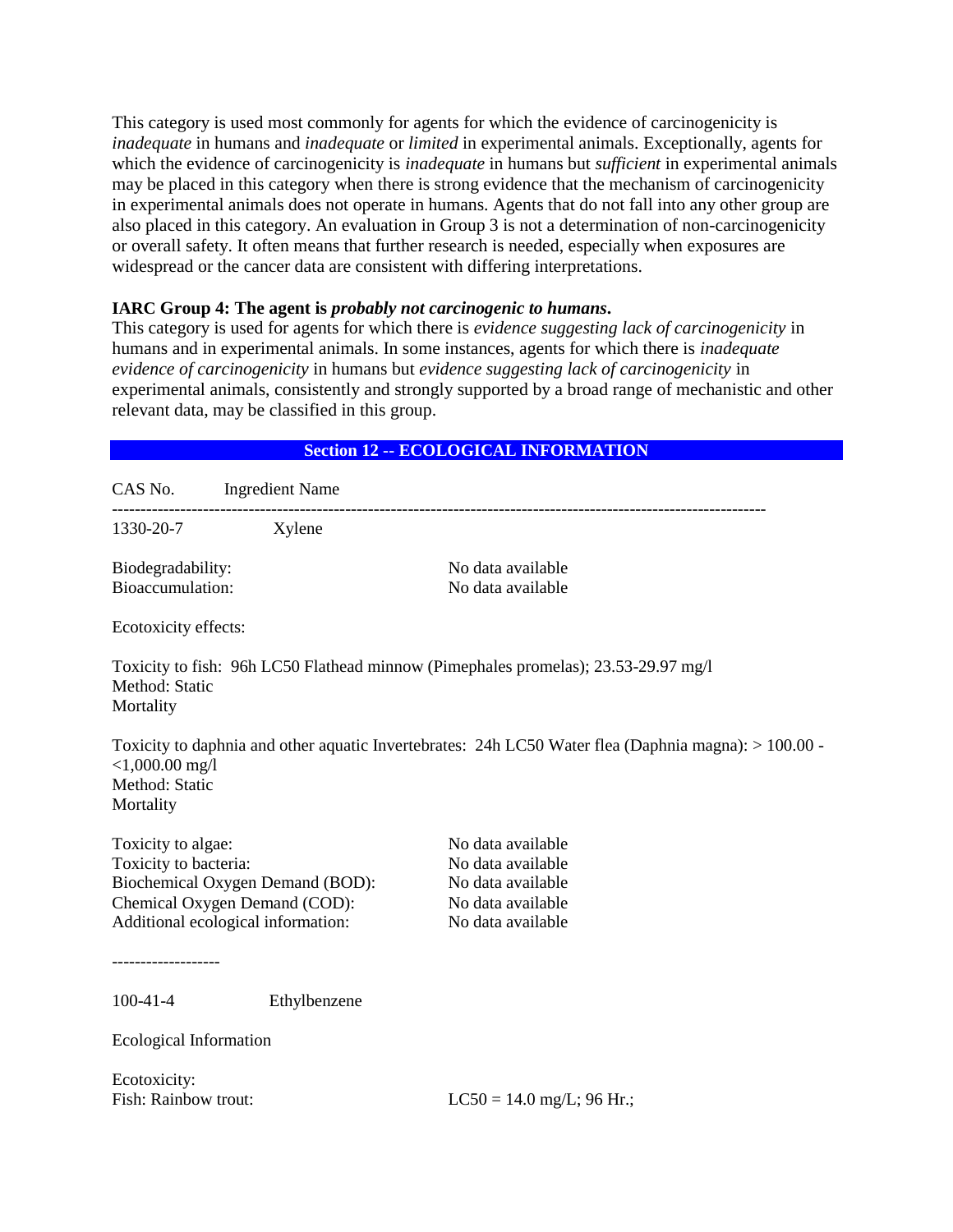This category is used most commonly for agents for which the evidence of carcinogenicity is *inadequate* in humans and *inadequate* or *limited* in experimental animals. Exceptionally, agents for which the evidence of carcinogenicity is *inadequate* in humans but *sufficient* in experimental animals may be placed in this category when there is strong evidence that the mechanism of carcinogenicity in experimental animals does not operate in humans. Agents that do not fall into any other group are also placed in this category. An evaluation in Group 3 is not a determination of non-carcinogenicity or overall safety. It often means that further research is needed, especially when exposures are widespread or the cancer data are consistent with differing interpretations.

**IARC Group 4: The agent is *probably not carcinogenic to humans*.**
This category is used for agents for which there is *evidence suggesting lack of carcinogenicity* in humans and in experimental animals. In some instances, agents for which there is *inadequate evidence of carcinogenicity* in humans but *evidence suggesting lack of carcinogenicity* in experimental animals, consistently and strongly supported by a broad range of mechanistic and other relevant data, may be classified in this group.

## Section 12 -- ECOLOGICAL INFORMATION

CAS No. Ingredient Name

---

1330-20-7 Xylene

Biodegradability: No data available
Bioaccumulation: No data available

Ecotoxicity effects:

Toxicity to fish: 96h LC50 Flathead minnow (Pimephales promelas); 23.53-29.97 mg/l
Method: Static
Mortality

Toxicity to daphnia and other aquatic Invertebrates: 24h LC50 Water flea (Daphnia magna): > 100.00 - <1,000.00 mg/l
Method: Static
Mortality

Toxicity to algae: No data available
Toxicity to bacteria: No data available
Biochemical Oxygen Demand (BOD): No data available
Chemical Oxygen Demand (COD): No data available
Additional ecological information: No data available

-------------------

100-41-4 Ethylbenzene

Ecological Information

Ecotoxicity:
Fish: Rainbow trout: LC50 = 14.0 mg/L; 96 Hr.;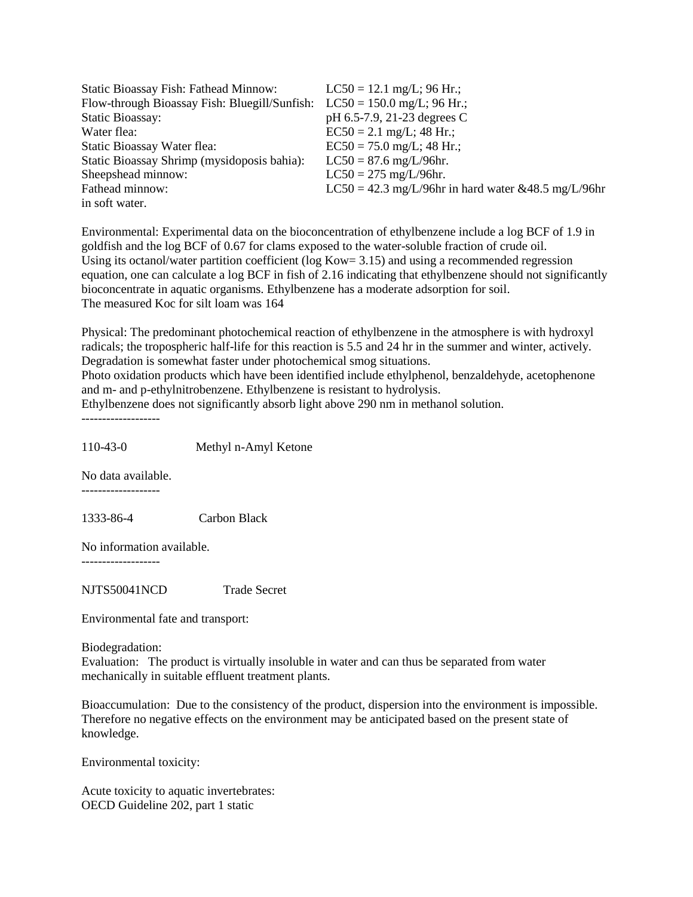| | |
|---|---|
| Static Bioassay Fish: Fathead Minnow: | LC50 = 12.1 mg/L; 96 Hr.; |
| Flow-through Bioassay Fish: Bluegill/Sunfish: | LC50 = 150.0 mg/L; 96 Hr.; |
| Static Bioassay: | pH 6.5-7.9, 21-23 degrees C |
| Water flea: | EC50 = 2.1 mg/L; 48 Hr.; |
| Static Bioassay Water flea: | EC50 = 75.0 mg/L; 48 Hr.; |
| Static Bioassay Shrimp (mysidoposis bahia): | LC50 = 87.6 mg/L/96hr. |
| Sheepshead minnow: | LC50 = 275 mg/L/96hr. |
| Fathead minnow: | LC50 = 42.3 mg/L/96hr in hard water &48.5 mg/L/96hr in soft water. |

Environmental: Experimental data on the bioconcentration of ethylbenzene include a log BCF of 1.9 in goldfish and the log BCF of 0.67 for clams exposed to the water-soluble fraction of crude oil.
Using its octanol/water partition coefficient (log Kow= 3.15) and using a recommended regression equation, one can calculate a log BCF in fish of 2.16 indicating that ethylbenzene should not significantly bioconcentrate in aquatic organisms. Ethylbenzene has a moderate adsorption for soil.
The measured Koc for silt loam was 164

Physical: The predominant photochemical reaction of ethylbenzene in the atmosphere is with hydroxyl radicals; the tropospheric half-life for this reaction is 5.5 and 24 hr in the summer and winter, actively. Degradation is somewhat faster under photochemical smog situations.
Photo oxidation products which have been identified include ethylphenol, benzaldehyde, acetophenone and m- and p-ethylnitrobenzene. Ethylbenzene is resistant to hydrolysis.
Ethylbenzene does not significantly absorb light above 290 nm in methanol solution.

-------------------

110-43-0 Methyl n-Amyl Ketone

No data available.

-------------------

1333-86-4 Carbon Black

No information available.

-------------------

NJTS50041NCD Trade Secret

Environmental fate and transport:

Biodegradation:
Evaluation: The product is virtually insoluble in water and can thus be separated from water mechanically in suitable effluent treatment plants.

Bioaccumulation: Due to the consistency of the product, dispersion into the environment is impossible. Therefore no negative effects on the environment may be anticipated based on the present state of knowledge.

Environmental toxicity:

Acute toxicity to aquatic invertebrates:
OECD Guideline 202, part 1 static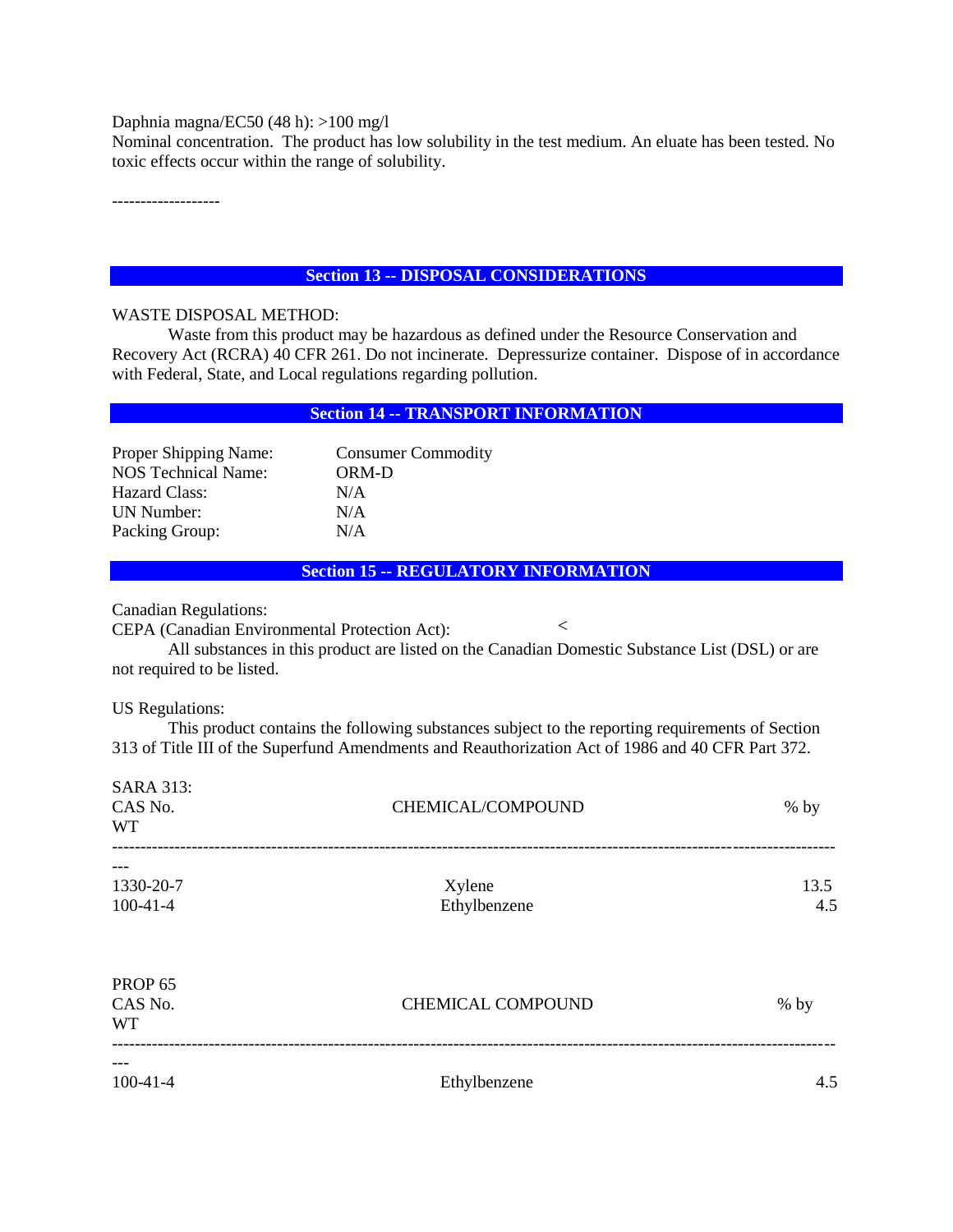Daphnia magna/EC50 (48 h): >100 mg/l
Nominal concentration. The product has low solubility in the test medium. An eluate has been tested. No toxic effects occur within the range of solubility.

-------------------

## Section 13 -- DISPOSAL CONSIDERATIONS

WASTE DISPOSAL METHOD:

Waste from this product may be hazardous as defined under the Resource Conservation and Recovery Act (RCRA) 40 CFR 261. Do not incinerate. Depressurize container. Dispose of in accordance with Federal, State, and Local regulations regarding pollution.

## Section 14 -- TRANSPORT INFORMATION

| | |
|---|---|
| Proper Shipping Name: | Consumer Commodity |
| NOS Technical Name: | ORM-D |
| Hazard Class: | N/A |
| UN Number: | N/A |
| Packing Group: | N/A |

## Section 15 -- REGULATORY INFORMATION

Canadian Regulations:
CEPA (Canadian Environmental Protection Act): <

All substances in this product are listed on the Canadian Domestic Substance List (DSL) or are not required to be listed.

US Regulations:

This product contains the following substances subject to the reporting requirements of Section 313 of Title III of the Superfund Amendments and Reauthorization Act of 1986 and 40 CFR Part 372.

SARA 313:

| CAS No. | CHEMICAL/COMPOUND | % by WT |
|---|---|---|
| 1330-20-7 | Xylene | 13.5 |
| 100-41-4 | Ethylbenzene | 4.5 |

PROP 65

| CAS No. | CHEMICAL COMPOUND | % by WT |
|---|---|---|
| 100-41-4 | Ethylbenzene | 4.5 |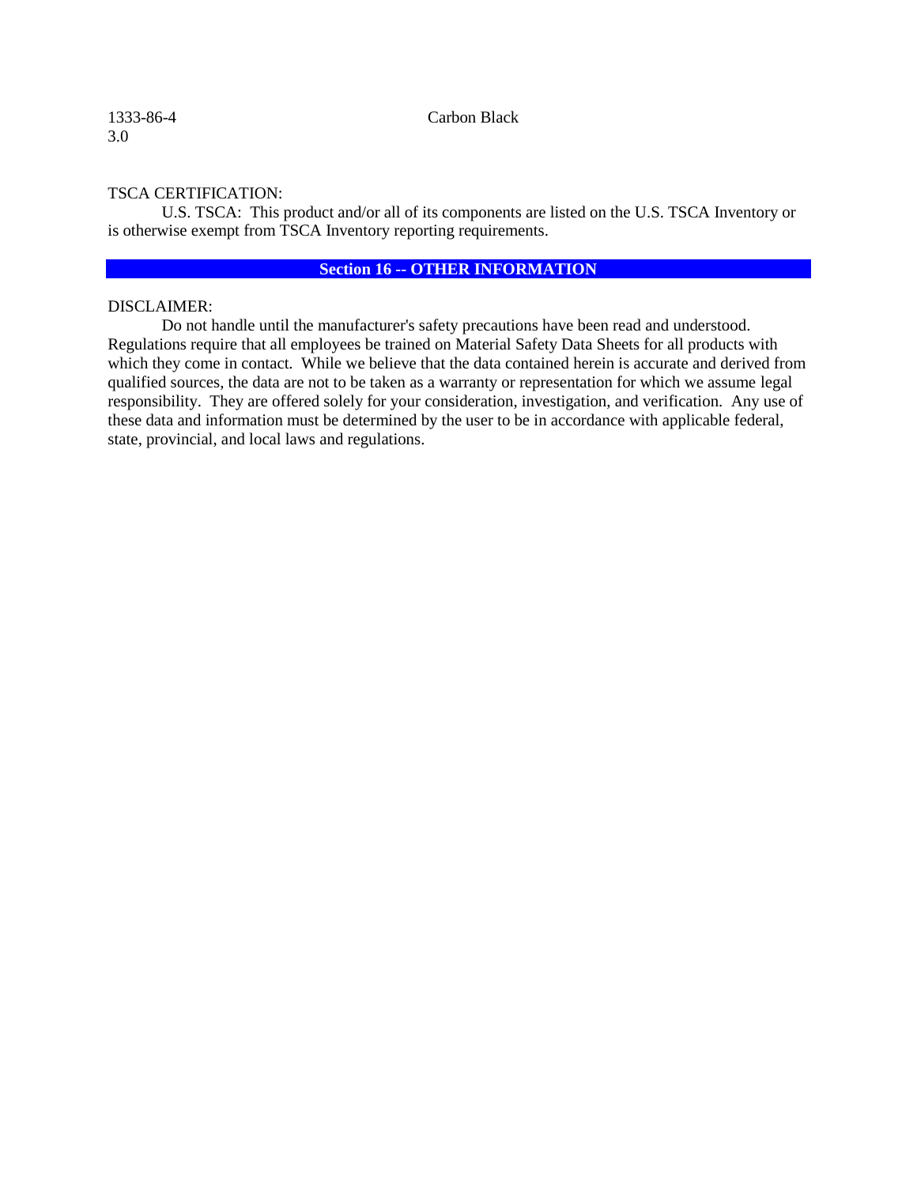1333-86-4 Carbon Black
3.0

TSCA CERTIFICATION:

U.S. TSCA: This product and/or all of its components are listed on the U.S. TSCA Inventory or is otherwise exempt from TSCA Inventory reporting requirements.

## Section 16 -- OTHER INFORMATION

DISCLAIMER:

Do not handle until the manufacturer's safety precautions have been read and understood. Regulations require that all employees be trained on Material Safety Data Sheets for all products with which they come in contact. While we believe that the data contained herein is accurate and derived from qualified sources, the data are not to be taken as a warranty or representation for which we assume legal responsibility. They are offered solely for your consideration, investigation, and verification. Any use of these data and information must be determined by the user to be in accordance with applicable federal, state, provincial, and local laws and regulations.